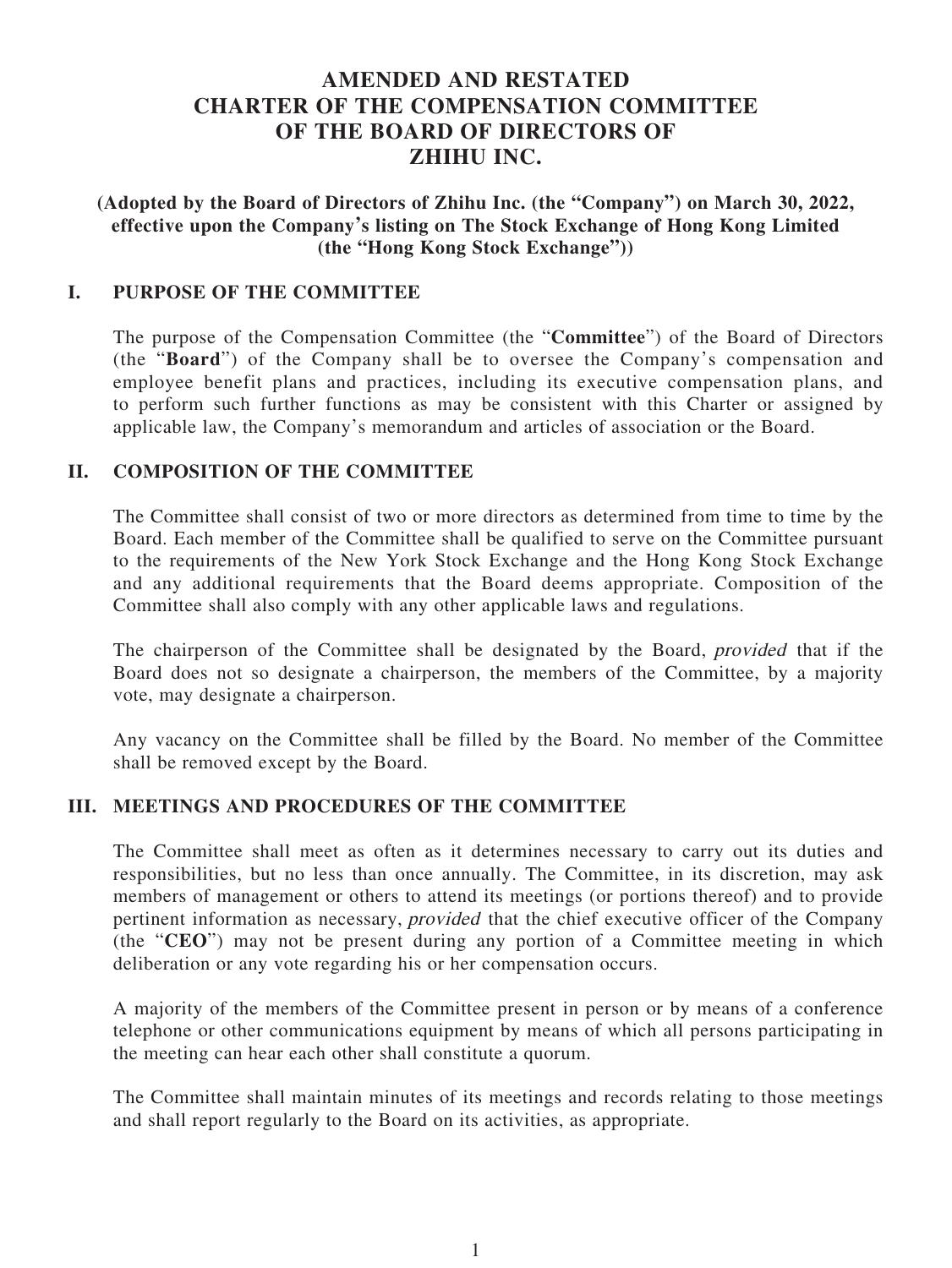# AMENDED AND RESTATED CHARTER OF THE COMPENSATION COMMITTEE OF THE BOARD OF DIRECTORS OF ZHIHU INC.

**(Adopted by the Board of Directors of Zhihu Inc. (the "Company") on March 30, 2022, effective upon the Company's listing on The Stock Exchange of Hong Kong Limited (the "Hong Kong Stock Exchange"))**

## I. PURPOSE OF THE COMMITTEE

The purpose of the Compensation Committee (the "**Committee**") of the Board of Directors (the "**Board**") of the Company shall be to oversee the Company's compensation and employee benefit plans and practices, including its executive compensation plans, and to perform such further functions as may be consistent with this Charter or assigned by applicable law, the Company's memorandum and articles of association or the Board.

## II. COMPOSITION OF THE COMMITTEE

The Committee shall consist of two or more directors as determined from time to time by the Board. Each member of the Committee shall be qualified to serve on the Committee pursuant to the requirements of the New York Stock Exchange and the Hong Kong Stock Exchange and any additional requirements that the Board deems appropriate. Composition of the Committee shall also comply with any other applicable laws and regulations.

The chairperson of the Committee shall be designated by the Board, *provided* that if the Board does not so designate a chairperson, the members of the Committee, by a majority vote, may designate a chairperson.

Any vacancy on the Committee shall be filled by the Board. No member of the Committee shall be removed except by the Board.

## III. MEETINGS AND PROCEDURES OF THE COMMITTEE

The Committee shall meet as often as it determines necessary to carry out its duties and responsibilities, but no less than once annually. The Committee, in its discretion, may ask members of management or others to attend its meetings (or portions thereof) and to provide pertinent information as necessary, *provided* that the chief executive officer of the Company (the "**CEO**") may not be present during any portion of a Committee meeting in which deliberation or any vote regarding his or her compensation occurs.

A majority of the members of the Committee present in person or by means of a conference telephone or other communications equipment by means of which all persons participating in the meeting can hear each other shall constitute a quorum.

The Committee shall maintain minutes of its meetings and records relating to those meetings and shall report regularly to the Board on its activities, as appropriate.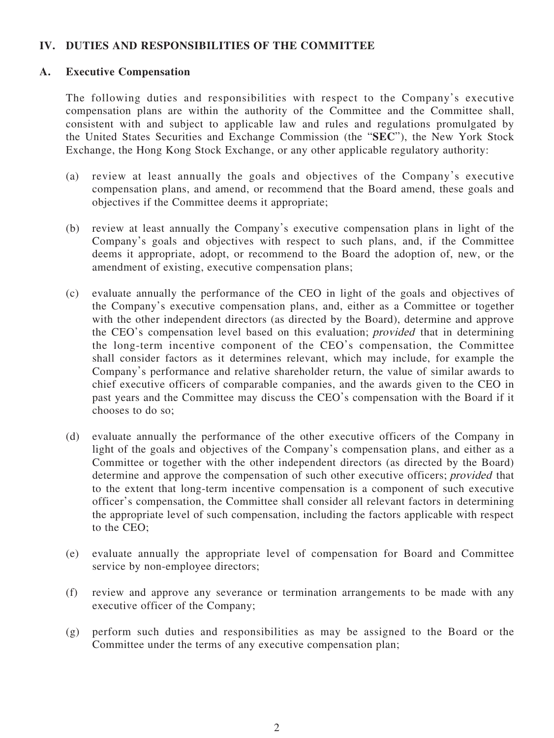## IV. DUTIES AND RESPONSIBILITIES OF THE COMMITTEE

### A. Executive Compensation

The following duties and responsibilities with respect to the Company's executive compensation plans are within the authority of the Committee and the Committee shall, consistent with and subject to applicable law and rules and regulations promulgated by the United States Securities and Exchange Commission (the "**SEC**"), the New York Stock Exchange, the Hong Kong Stock Exchange, or any other applicable regulatory authority:

(a) review at least annually the goals and objectives of the Company's executive compensation plans, and amend, or recommend that the Board amend, these goals and objectives if the Committee deems it appropriate;

(b) review at least annually the Company's executive compensation plans in light of the Company's goals and objectives with respect to such plans, and, if the Committee deems it appropriate, adopt, or recommend to the Board the adoption of, new, or the amendment of existing, executive compensation plans;

(c) evaluate annually the performance of the CEO in light of the goals and objectives of the Company's executive compensation plans, and, either as a Committee or together with the other independent directors (as directed by the Board), determine and approve the CEO's compensation level based on this evaluation; *provided* that in determining the long-term incentive component of the CEO's compensation, the Committee shall consider factors as it determines relevant, which may include, for example the Company's performance and relative shareholder return, the value of similar awards to chief executive officers of comparable companies, and the awards given to the CEO in past years and the Committee may discuss the CEO's compensation with the Board if it chooses to do so;

(d) evaluate annually the performance of the other executive officers of the Company in light of the goals and objectives of the Company's compensation plans, and either as a Committee or together with the other independent directors (as directed by the Board) determine and approve the compensation of such other executive officers; *provided* that to the extent that long-term incentive compensation is a component of such executive officer's compensation, the Committee shall consider all relevant factors in determining the appropriate level of such compensation, including the factors applicable with respect to the CEO;

(e) evaluate annually the appropriate level of compensation for Board and Committee service by non-employee directors;

(f) review and approve any severance or termination arrangements to be made with any executive officer of the Company;

(g) perform such duties and responsibilities as may be assigned to the Board or the Committee under the terms of any executive compensation plan;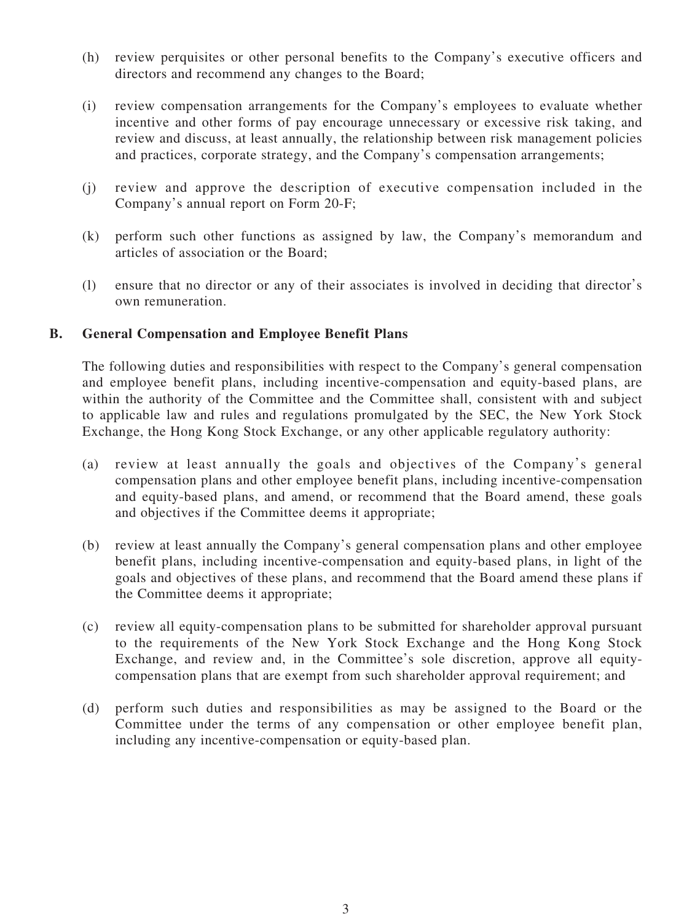(h) review perquisites or other personal benefits to the Company's executive officers and directors and recommend any changes to the Board;

(i) review compensation arrangements for the Company's employees to evaluate whether incentive and other forms of pay encourage unnecessary or excessive risk taking, and review and discuss, at least annually, the relationship between risk management policies and practices, corporate strategy, and the Company's compensation arrangements;

(j) review and approve the description of executive compensation included in the Company's annual report on Form 20-F;

(k) perform such other functions as assigned by law, the Company's memorandum and articles of association or the Board;

(l) ensure that no director or any of their associates is involved in deciding that director's own remuneration.

**B. General Compensation and Employee Benefit Plans**

The following duties and responsibilities with respect to the Company's general compensation and employee benefit plans, including incentive-compensation and equity-based plans, are within the authority of the Committee and the Committee shall, consistent with and subject to applicable law and rules and regulations promulgated by the SEC, the New York Stock Exchange, the Hong Kong Stock Exchange, or any other applicable regulatory authority:

(a) review at least annually the goals and objectives of the Company's general compensation plans and other employee benefit plans, including incentive-compensation and equity-based plans, and amend, or recommend that the Board amend, these goals and objectives if the Committee deems it appropriate;

(b) review at least annually the Company's general compensation plans and other employee benefit plans, including incentive-compensation and equity-based plans, in light of the goals and objectives of these plans, and recommend that the Board amend these plans if the Committee deems it appropriate;

(c) review all equity-compensation plans to be submitted for shareholder approval pursuant to the requirements of the New York Stock Exchange and the Hong Kong Stock Exchange, and review and, in the Committee's sole discretion, approve all equity-compensation plans that are exempt from such shareholder approval requirement; and

(d) perform such duties and responsibilities as may be assigned to the Board or the Committee under the terms of any compensation or other employee benefit plan, including any incentive-compensation or equity-based plan.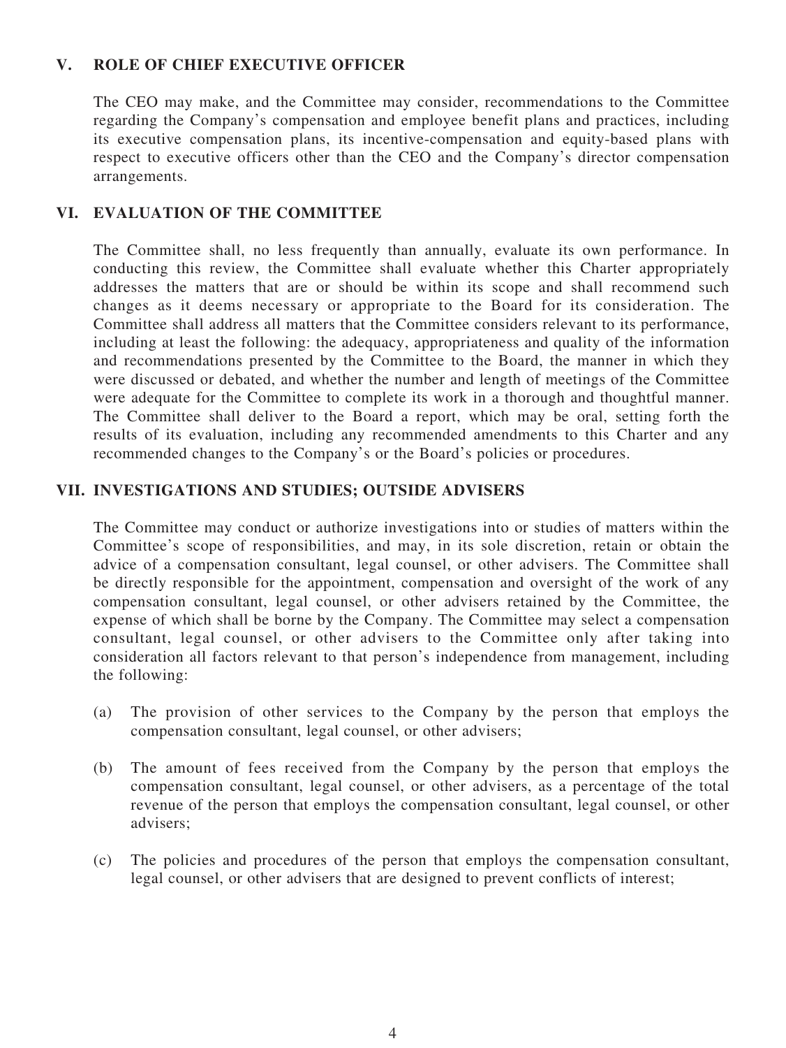## V. ROLE OF CHIEF EXECUTIVE OFFICER

The CEO may make, and the Committee may consider, recommendations to the Committee regarding the Company's compensation and employee benefit plans and practices, including its executive compensation plans, its incentive-compensation and equity-based plans with respect to executive officers other than the CEO and the Company's director compensation arrangements.

## VI. EVALUATION OF THE COMMITTEE

The Committee shall, no less frequently than annually, evaluate its own performance. In conducting this review, the Committee shall evaluate whether this Charter appropriately addresses the matters that are or should be within its scope and shall recommend such changes as it deems necessary or appropriate to the Board for its consideration. The Committee shall address all matters that the Committee considers relevant to its performance, including at least the following: the adequacy, appropriateness and quality of the information and recommendations presented by the Committee to the Board, the manner in which they were discussed or debated, and whether the number and length of meetings of the Committee were adequate for the Committee to complete its work in a thorough and thoughtful manner. The Committee shall deliver to the Board a report, which may be oral, setting forth the results of its evaluation, including any recommended amendments to this Charter and any recommended changes to the Company's or the Board's policies or procedures.

## VII. INVESTIGATIONS AND STUDIES; OUTSIDE ADVISERS

The Committee may conduct or authorize investigations into or studies of matters within the Committee's scope of responsibilities, and may, in its sole discretion, retain or obtain the advice of a compensation consultant, legal counsel, or other advisers. The Committee shall be directly responsible for the appointment, compensation and oversight of the work of any compensation consultant, legal counsel, or other advisers retained by the Committee, the expense of which shall be borne by the Company. The Committee may select a compensation consultant, legal counsel, or other advisers to the Committee only after taking into consideration all factors relevant to that person's independence from management, including the following:

(a) The provision of other services to the Company by the person that employs the compensation consultant, legal counsel, or other advisers;

(b) The amount of fees received from the Company by the person that employs the compensation consultant, legal counsel, or other advisers, as a percentage of the total revenue of the person that employs the compensation consultant, legal counsel, or other advisers;

(c) The policies and procedures of the person that employs the compensation consultant, legal counsel, or other advisers that are designed to prevent conflicts of interest;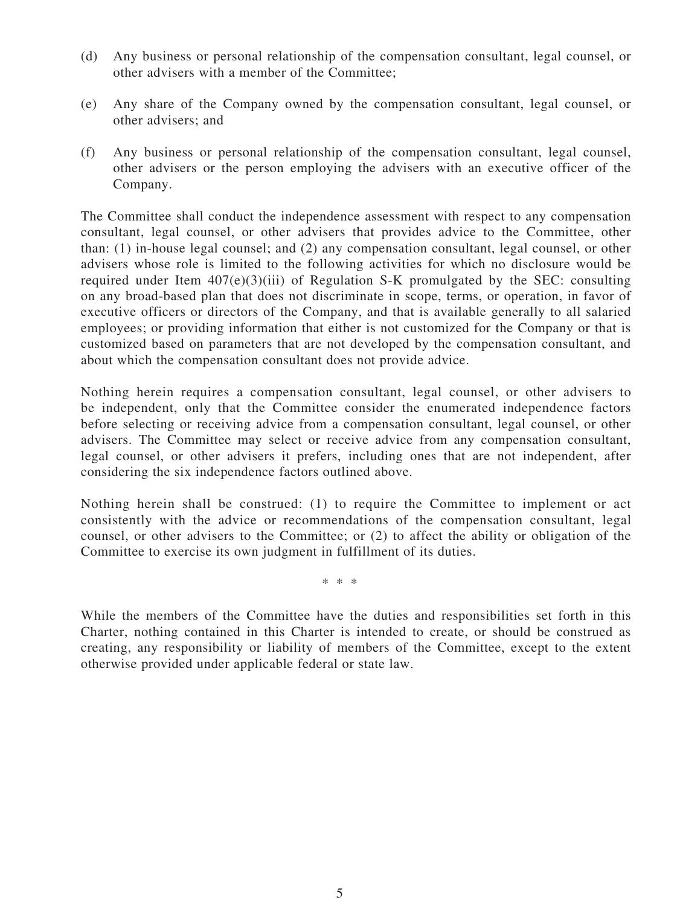(d) Any business or personal relationship of the compensation consultant, legal counsel, or other advisers with a member of the Committee;

(e) Any share of the Company owned by the compensation consultant, legal counsel, or other advisers; and

(f) Any business or personal relationship of the compensation consultant, legal counsel, other advisers or the person employing the advisers with an executive officer of the Company.

The Committee shall conduct the independence assessment with respect to any compensation consultant, legal counsel, or other advisers that provides advice to the Committee, other than: (1) in-house legal counsel; and (2) any compensation consultant, legal counsel, or other advisers whose role is limited to the following activities for which no disclosure would be required under Item 407(e)(3)(iii) of Regulation S-K promulgated by the SEC: consulting on any broad-based plan that does not discriminate in scope, terms, or operation, in favor of executive officers or directors of the Company, and that is available generally to all salaried employees; or providing information that either is not customized for the Company or that is customized based on parameters that are not developed by the compensation consultant, and about which the compensation consultant does not provide advice.

Nothing herein requires a compensation consultant, legal counsel, or other advisers to be independent, only that the Committee consider the enumerated independence factors before selecting or receiving advice from a compensation consultant, legal counsel, or other advisers. The Committee may select or receive advice from any compensation consultant, legal counsel, or other advisers it prefers, including ones that are not independent, after considering the six independence factors outlined above.

Nothing herein shall be construed: (1) to require the Committee to implement or act consistently with the advice or recommendations of the compensation consultant, legal counsel, or other advisers to the Committee; or (2) to affect the ability or obligation of the Committee to exercise its own judgment in fulfillment of its duties.

\* \* \*

While the members of the Committee have the duties and responsibilities set forth in this Charter, nothing contained in this Charter is intended to create, or should be construed as creating, any responsibility or liability of members of the Committee, except to the extent otherwise provided under applicable federal or state law.